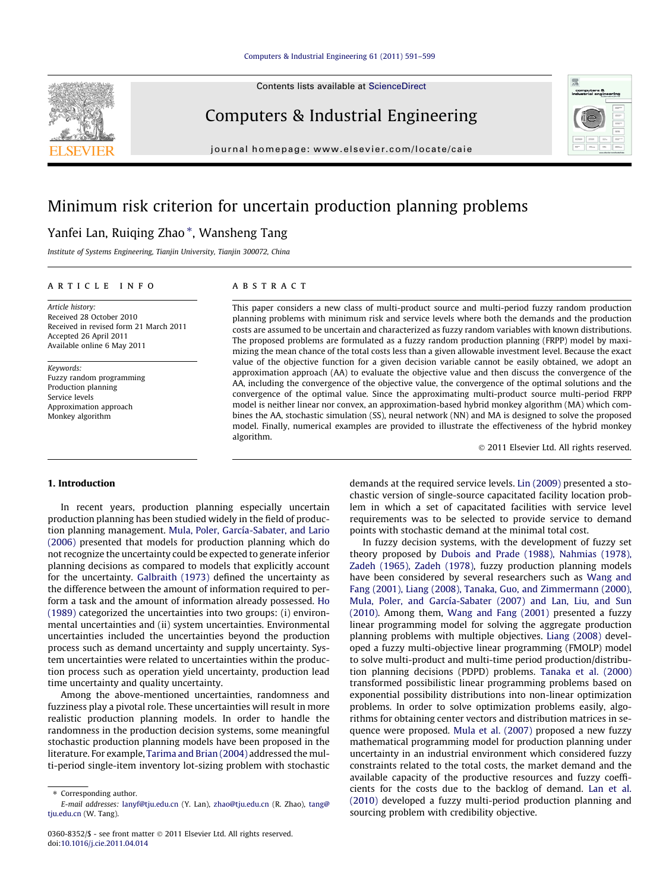# Minimum risk criterion for uncertain production planning problems

Yanfei Lan, Ruiqing Zhao *, Wansheng Tang

*Institute of Systems Engineering, Tianjin University, Tianjin 300072, China*

## ARTICLE INFO

*Article history:*
Received 28 October 2010
Received in revised form 21 March 2011
Accepted 26 April 2011
Available online 6 May 2011

*Keywords:*
Fuzzy random programming
Production planning
Service levels
Approximation approach
Monkey algorithm

## ABSTRACT

This paper considers a new class of multi-product source and multi-period fuzzy random production planning problems with minimum risk and service levels where both the demands and the production costs are assumed to be uncertain and characterized as fuzzy random variables with known distributions. The proposed problems are formulated as a fuzzy random production planning (FRPP) model by maximizing the mean chance of the total costs less than a given allowable investment level. Because the exact value of the objective function for a given decision variable cannot be easily obtained, we adopt an approximation approach (AA) to evaluate the objective value and then discuss the convergence of the AA, including the convergence of the objective value, the convergence of the optimal solutions and the convergence of the optimal value. Since the approximating multi-product source multi-period FRPP model is neither linear nor convex, an approximation-based hybrid monkey algorithm (MA) which combines the AA, stochastic simulation (SS), neural network (NN) and MA is designed to solve the proposed model. Finally, numerical examples are provided to illustrate the effectiveness of the hybrid monkey algorithm.

© 2011 Elsevier Ltd. All rights reserved.

## 1. Introduction

In recent years, production planning especially uncertain production planning has been studied widely in the field of production planning management. Mula, Poler, García-Sabater, and Lario (2006) presented that models for production planning which do not recognize the uncertainty could be expected to generate inferior planning decisions as compared to models that explicitly account for the uncertainty. Galbraith (1973) defined the uncertainty as the difference between the amount of information required to perform a task and the amount of information already possessed. Ho (1989) categorized the uncertainties into two groups: (i) environmental uncertainties and (ii) system uncertainties. Environmental uncertainties included the uncertainties beyond the production process such as demand uncertainty and supply uncertainty. System uncertainties were related to uncertainties within the production process such as operation yield uncertainty, production lead time uncertainty and quality uncertainty.

Among the above-mentioned uncertainties, randomness and fuzziness play a pivotal role. These uncertainties will result in more realistic production planning models. In order to handle the randomness in the production decision systems, some meaningful stochastic production planning models have been proposed in the literature. For example, Tarima and Brian (2004) addressed the multi-period single-item inventory lot-sizing problem with stochastic demands at the required service levels. Lin (2009) presented a stochastic version of single-source capacitated facility location problem in which a set of capacitated facilities with service level requirements was to be selected to provide service to demand points with stochastic demand at the minimal total cost.

In fuzzy decision systems, with the development of fuzzy set theory proposed by Dubois and Prade (1988), Nahmias (1978), Zadeh (1965), Zadeh (1978), fuzzy production planning models have been considered by several researchers such as Wang and Fang (2001), Liang (2008), Tanaka, Guo, and Zimmermann (2000), Mula, Poler, and García-Sabater (2007) and Lan, Liu, and Sun (2010). Among them, Wang and Fang (2001) presented a fuzzy linear programming model for solving the aggregate production planning problems with multiple objectives. Liang (2008) developed a fuzzy multi-objective linear programming (FMOLP) model to solve multi-product and multi-time period production/distribution planning decisions (PDPD) problems. Tanaka et al. (2000) transformed possibilistic linear programming problems based on exponential possibility distributions into non-linear optimization problems. In order to solve optimization problems easily, algorithms for obtaining center vectors and distribution matrices in sequence were proposed. Mula et al. (2007) proposed a new fuzzy mathematical programming model for production planning under uncertainty in an industrial environment which considered fuzzy constraints related to the total costs, the market demand and the available capacity of the productive resources and fuzzy coefficients for the costs due to the backlog of demand. Lan et al. (2010) developed a fuzzy multi-period production planning and sourcing problem with credibility objective.

---

* Corresponding author.
*E-mail addresses:* lanyf@tju.edu.cn (Y. Lan), zhao@tju.edu.cn (R. Zhao), tang@tju.edu.cn (W. Tang).

0360-8352/$ - see front matter © 2011 Elsevier Ltd. All rights reserved.
doi:10.1016/j.cie.2011.04.014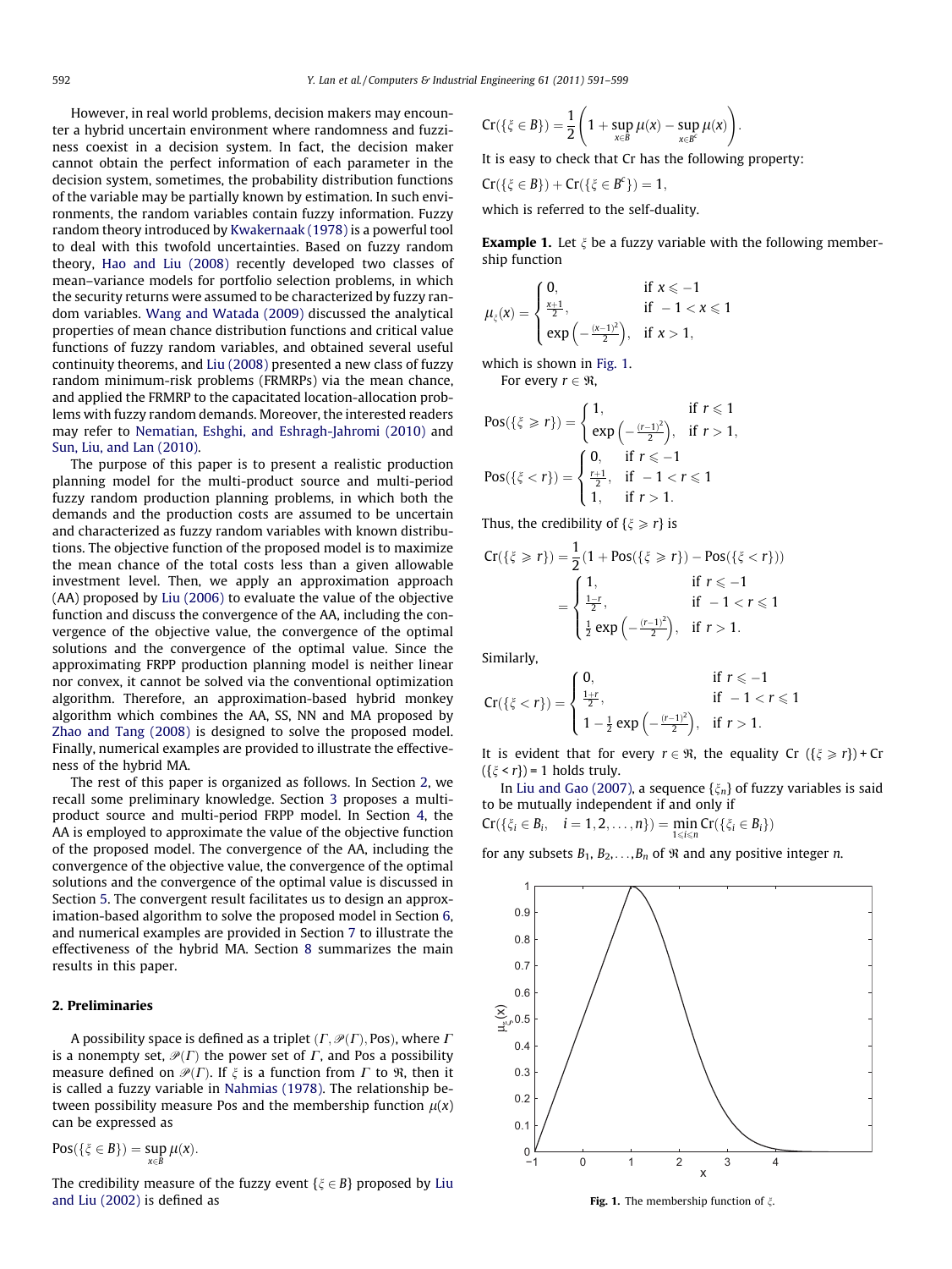However, in real world problems, decision makers may encounter a hybrid uncertain environment where randomness and fuzziness coexist in a decision system. In fact, the decision maker cannot obtain the perfect information of each parameter in the decision system, sometimes, the probability distribution functions of the variable may be partially known by estimation. In such environments, the random variables contain fuzzy information. Fuzzy random theory introduced by Kwakernaak (1978) is a powerful tool to deal with this twofold uncertainties. Based on fuzzy random theory, Hao and Liu (2008) recently developed two classes of mean–variance models for portfolio selection problems, in which the security returns were assumed to be characterized by fuzzy random variables. Wang and Watada (2009) discussed the analytical properties of mean chance distribution functions and critical value functions of fuzzy random variables, and obtained several useful continuity theorems, and Liu (2008) presented a new class of fuzzy random minimum-risk problems (FRMRPs) via the mean chance, and applied the FRMRP to the capacitated location-allocation problems with fuzzy random demands. Moreover, the interested readers may refer to Nematian, Eshghi, and Eshragh-Jahromi (2010) and Sun, Liu, and Lan (2010).

The purpose of this paper is to present a realistic production planning model for the multi-product source and multi-period fuzzy random production planning problems, in which both the demands and the production costs are assumed to be uncertain and characterized as fuzzy random variables with known distributions. The objective function of the proposed model is to maximize the mean chance of the total costs less than a given allowable investment level. Then, we apply an approximation approach (AA) proposed by Liu (2006) to evaluate the value of the objective function and discuss the convergence of the AA, including the convergence of the objective value, the convergence of the optimal solutions and the convergence of the optimal value. Since the approximating FRPP production planning model is neither linear nor convex, it cannot be solved via the conventional optimization algorithm. Therefore, an approximation-based hybrid monkey algorithm which combines the AA, SS, NN and MA proposed by Zhao and Tang (2008) is designed to solve the proposed model. Finally, numerical examples are provided to illustrate the effectiveness of the hybrid MA.

The rest of this paper is organized as follows. In Section 2, we recall some preliminary knowledge. Section 3 proposes a multi-product source and multi-period FRPP model. In Section 4, the AA is employed to approximate the value of the objective function of the proposed model. The convergence of the AA, including the convergence of the objective value, the convergence of the optimal solutions and the convergence of the optimal value is discussed in Section 5. The convergent result facilitates us to design an approximation-based algorithm to solve the proposed model in Section 6, and numerical examples are provided in Section 7 to illustrate the effectiveness of the hybrid MA. Section 8 summarizes the main results in this paper.

## 2. Preliminaries

A possibility space is defined as a triplet $(\Gamma, \mathscr{P}(\Gamma), \text{Pos})$, where $\Gamma$ is a nonempty set, $\mathscr{P}(\Gamma)$ the power set of $\Gamma$, and Pos a possibility measure defined on $\mathscr{P}(\Gamma)$. If $\xi$ is a function from $\Gamma$ to $\Re$, then it is called a fuzzy variable in Nahmias (1978). The relationship between possibility measure Pos and the membership function $\mu(x)$ can be expressed as

$$\text{Pos}(\{\xi \in B\}) = \sup_{x \in B} \mu(x).$$

The credibility measure of the fuzzy event $\{\xi \in B\}$ proposed by Liu and Liu (2002) is defined as

$$\text{Cr}(\{\xi \in B\}) = \frac{1}{2}\left(1 + \sup_{x \in B} \mu(x) - \sup_{x \in B^c} \mu(x)\right).$$

It is easy to check that Cr has the following property:

$$\text{Cr}(\{\xi \in B\}) + \text{Cr}(\{\xi \in B^c\}) = 1,$$

which is referred to the self-duality.

**Example 1.** Let $\xi$ be a fuzzy variable with the following membership function

$$\mu_\xi(x) = \begin{cases} 0, & \text{if } x \leqslant -1 \\ \frac{x+1}{2}, & \text{if } -1 < x \leqslant 1 \\ \exp\left(-\frac{(x-1)^2}{2}\right), & \text{if } x > 1, \end{cases}$$

which is shown in Fig. 1.

For every $r \in \Re$,

$$\text{Pos}(\{\xi \geqslant r\}) = \begin{cases} 1, & \text{if } r \leqslant 1 \\ \exp\left(-\frac{(r-1)^2}{2}\right), & \text{if } r > 1, \end{cases}$$

$$\text{Pos}(\{\xi < r\}) = \begin{cases} 0, & \text{if } r \leqslant -1 \\ \frac{r+1}{2}, & \text{if } -1 < r \leqslant 1 \\ 1, & \text{if } r > 1. \end{cases}$$

Thus, the credibility of $\{\xi \geqslant r\}$ is

$$\text{Cr}(\{\xi \geqslant r\}) = \frac{1}{2}(1 + \text{Pos}(\{\xi \geqslant r\}) - \text{Pos}(\{\xi < r\})) = \begin{cases} 1, & \text{if } r \leqslant -1 \\ \frac{1-r}{2}, & \text{if } -1 < r \leqslant 1 \\ \frac{1}{2}\exp\left(-\frac{(r-1)^2}{2}\right), & \text{if } r > 1. \end{cases}$$

Similarly,

$$\text{Cr}(\{\xi < r\}) = \begin{cases} 0, & \text{if } r \leqslant -1 \\ \frac{1+r}{2}, & \text{if } -1 < r \leqslant 1 \\ 1 - \frac{1}{2}\exp\left(-\frac{(r-1)^2}{2}\right), & \text{if } r > 1. \end{cases}$$

It is evident that for every $r \in \Re$, the equality $\text{Cr}(\{\xi \geqslant r\}) + \text{Cr}(\{\xi < r\}) = 1$ holds truly.

In Liu and Gao (2007), a sequence $\{\xi_n\}$ of fuzzy variables is said to be mutually independent if and only if

$$\text{Cr}(\{\xi_i \in B_i, \quad i = 1, 2, \ldots, n\}) = \min_{1 \leqslant i \leqslant n} \text{Cr}(\{\xi_i \in B_i\})$$

for any subsets $B_1, B_2, \ldots, B_n$ of $\Re$ and any positive integer $n$.

Fig. 1. The membership function of $\xi$.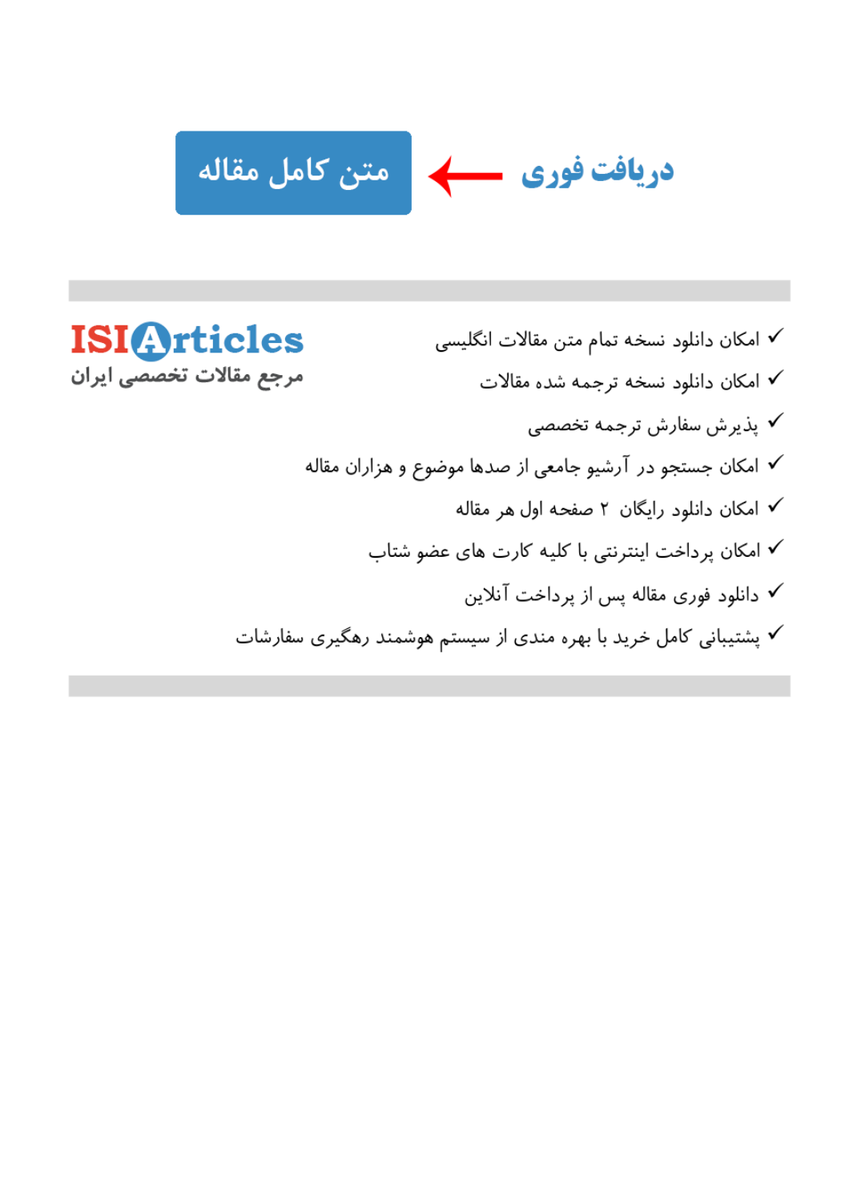دریافت فوری ← **متن کامل مقاله**

**ISIArticles**
مرجع مقالات تخصصی ایران

- ✓ امکان دانلود نسخه تمام متن مقالات انگلیسی
- ✓ امکان دانلود نسخه ترجمه شده مقالات
- ✓ پذیرش سفارش ترجمه تخصصی
- ✓ امکان جستجو در آرشیو جامعی از صدها موضوع و هزاران مقاله
- ✓ امکان دانلود رایگان ۲ صفحه اول هر مقاله
- ✓ امکان پرداخت اینترنتی با کلیه کارت های عضو شتاب
- ✓ دانلود فوری مقاله پس از پرداخت آنلاین
- ✓ پشتیبانی کامل خرید با بهره مندی از سیستم هوشمند رهگیری سفارشات